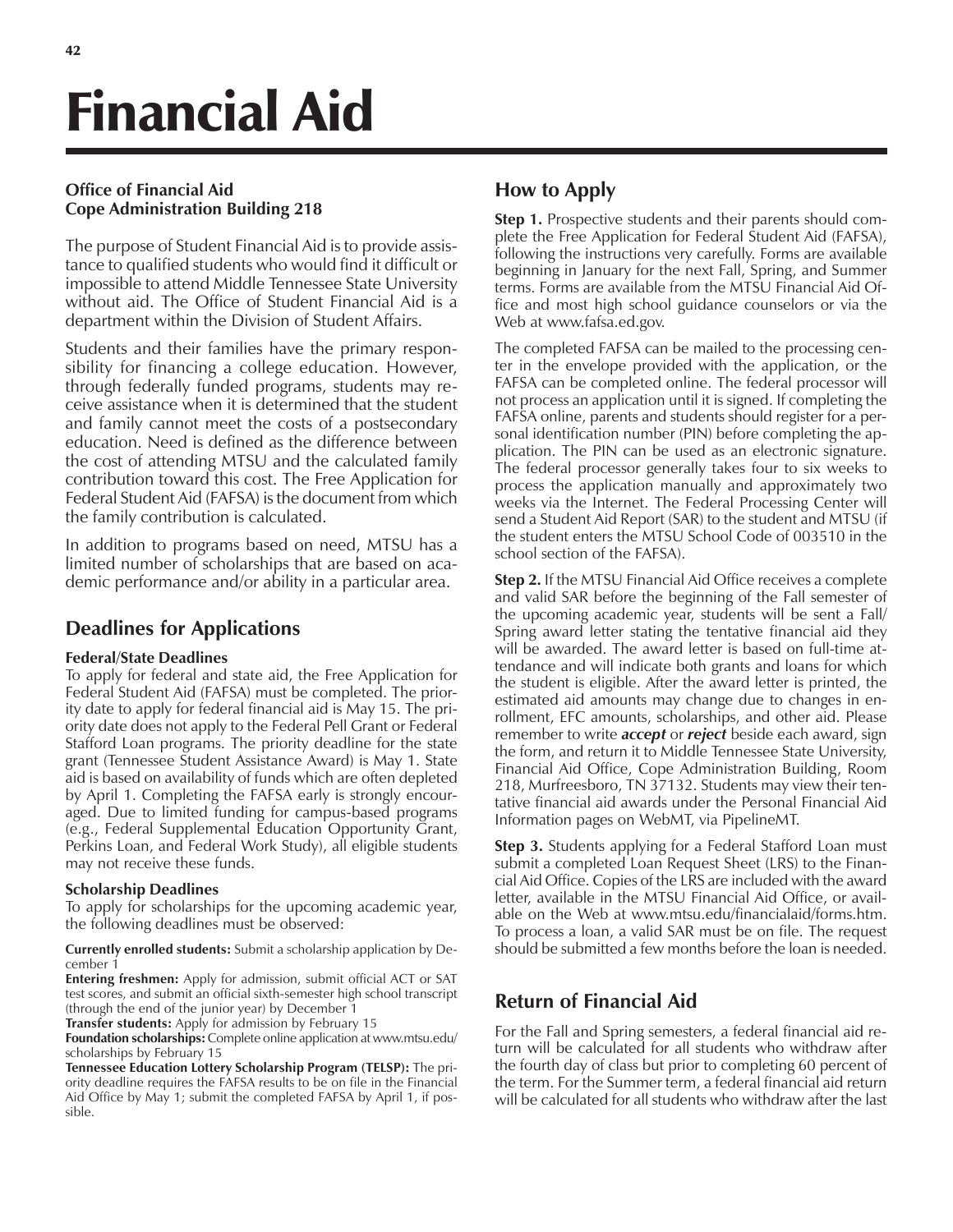# Financial Aid

**Office of Financial Aid**
**Cope Administration Building 218**

The purpose of Student Financial Aid is to provide assistance to qualified students who would find it difficult or impossible to attend Middle Tennessee State University without aid. The Office of Student Financial Aid is a department within the Division of Student Affairs.

Students and their families have the primary responsibility for financing a college education. However, through federally funded programs, students may receive assistance when it is determined that the student and family cannot meet the costs of a postsecondary education. Need is defined as the difference between the cost of attending MTSU and the calculated family contribution toward this cost. The Free Application for Federal Student Aid (FAFSA) is the document from which the family contribution is calculated.

In addition to programs based on need, MTSU has a limited number of scholarships that are based on academic performance and/or ability in a particular area.

## Deadlines for Applications

### Federal/State Deadlines

To apply for federal and state aid, the Free Application for Federal Student Aid (FAFSA) must be completed. The priority date to apply for federal financial aid is May 15. The priority date does not apply to the Federal Pell Grant or Federal Stafford Loan programs. The priority deadline for the state grant (Tennessee Student Assistance Award) is May 1. State aid is based on availability of funds which are often depleted by April 1. Completing the FAFSA early is strongly encouraged. Due to limited funding for campus-based programs (e.g., Federal Supplemental Education Opportunity Grant, Perkins Loan, and Federal Work Study), all eligible students may not receive these funds.

### Scholarship Deadlines

To apply for scholarships for the upcoming academic year, the following deadlines must be observed:

**Currently enrolled students:** Submit a scholarship application by December 1

**Entering freshmen:** Apply for admission, submit official ACT or SAT test scores, and submit an official sixth-semester high school transcript (through the end of the junior year) by December 1

**Transfer students:** Apply for admission by February 15

**Foundation scholarships:** Complete online application at www.mtsu.edu/scholarships by February 15

**Tennessee Education Lottery Scholarship Program (TELSP):** The priority deadline requires the FAFSA results to be on file in the Financial Aid Office by May 1; submit the completed FAFSA by April 1, if possible.

## How to Apply

**Step 1.** Prospective students and their parents should complete the Free Application for Federal Student Aid (FAFSA), following the instructions very carefully. Forms are available beginning in January for the next Fall, Spring, and Summer terms. Forms are available from the MTSU Financial Aid Office and most high school guidance counselors or via the Web at www.fafsa.ed.gov.

The completed FAFSA can be mailed to the processing center in the envelope provided with the application, or the FAFSA can be completed online. The federal processor will not process an application until it is signed. If completing the FAFSA online, parents and students should register for a personal identification number (PIN) before completing the application. The PIN can be used as an electronic signature. The federal processor generally takes four to six weeks to process the application manually and approximately two weeks via the Internet. The Federal Processing Center will send a Student Aid Report (SAR) to the student and MTSU (if the student enters the MTSU School Code of 003510 in the school section of the FAFSA).

**Step 2.** If the MTSU Financial Aid Office receives a complete and valid SAR before the beginning of the Fall semester of the upcoming academic year, students will be sent a Fall/Spring award letter stating the tentative financial aid they will be awarded. The award letter is based on full-time attendance and will indicate both grants and loans for which the student is eligible. After the award letter is printed, the estimated aid amounts may change due to changes in enrollment, EFC amounts, scholarships, and other aid. Please remember to write ***accept*** or ***reject*** beside each award, sign the form, and return it to Middle Tennessee State University, Financial Aid Office, Cope Administration Building, Room 218, Murfreesboro, TN 37132. Students may view their tentative financial aid awards under the Personal Financial Aid Information pages on WebMT, via PipelineMT.

**Step 3.** Students applying for a Federal Stafford Loan must submit a completed Loan Request Sheet (LRS) to the Financial Aid Office. Copies of the LRS are included with the award letter, available in the MTSU Financial Aid Office, or available on the Web at www.mtsu.edu/financialaid/forms.htm. To process a loan, a valid SAR must be on file. The request should be submitted a few months before the loan is needed.

## Return of Financial Aid

For the Fall and Spring semesters, a federal financial aid return will be calculated for all students who withdraw after the fourth day of class but prior to completing 60 percent of the term. For the Summer term, a federal financial aid return will be calculated for all students who withdraw after the last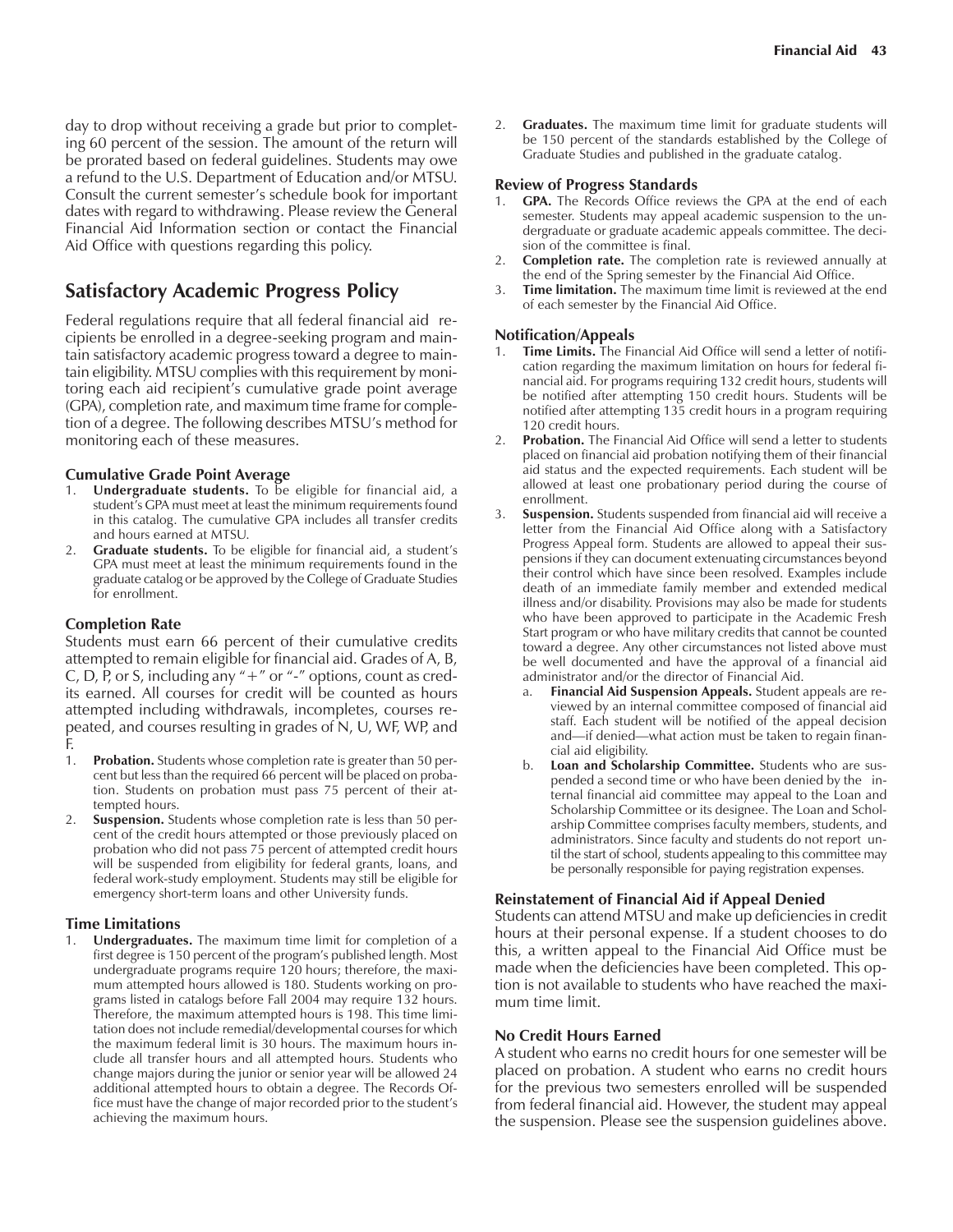day to drop without receiving a grade but prior to completing 60 percent of the session. The amount of the return will be prorated based on federal guidelines. Students may owe a refund to the U.S. Department of Education and/or MTSU. Consult the current semester's schedule book for important dates with regard to withdrawing. Please review the General Financial Aid Information section or contact the Financial Aid Office with questions regarding this policy.

## Satisfactory Academic Progress Policy

Federal regulations require that all federal financial aid recipients be enrolled in a degree-seeking program and maintain satisfactory academic progress toward a degree to maintain eligibility. MTSU complies with this requirement by monitoring each aid recipient's cumulative grade point average (GPA), completion rate, and maximum time frame for completion of a degree. The following describes MTSU's method for monitoring each of these measures.

### Cumulative Grade Point Average

1. **Undergraduate students.** To be eligible for financial aid, a student's GPA must meet at least the minimum requirements found in this catalog. The cumulative GPA includes all transfer credits and hours earned at MTSU.
2. **Graduate students.** To be eligible for financial aid, a student's GPA must meet at least the minimum requirements found in the graduate catalog or be approved by the College of Graduate Studies for enrollment.

### Completion Rate

Students must earn 66 percent of their cumulative credits attempted to remain eligible for financial aid. Grades of A, B, C, D, P, or S, including any "+" or "-" options, count as credits earned. All courses for credit will be counted as hours attempted including withdrawals, incompletes, courses repeated, and courses resulting in grades of N, U, WF, WP, and F.

1. **Probation.** Students whose completion rate is greater than 50 percent but less than the required 66 percent will be placed on probation. Students on probation must pass 75 percent of their attempted hours.
2. **Suspension.** Students whose completion rate is less than 50 percent of the credit hours attempted or those previously placed on probation who did not pass 75 percent of attempted credit hours will be suspended from eligibility for federal grants, loans, and federal work-study employment. Students may still be eligible for emergency short-term loans and other University funds.

### Time Limitations

1. **Undergraduates.** The maximum time limit for completion of a first degree is 150 percent of the program's published length. Most undergraduate programs require 120 hours; therefore, the maximum attempted hours allowed is 180. Students working on programs listed in catalogs before Fall 2004 may require 132 hours. Therefore, the maximum attempted hours is 198. This time limitation does not include remedial/developmental courses for which the maximum federal limit is 30 hours. The maximum hours include all transfer hours and all attempted hours. Students who change majors during the junior or senior year will be allowed 24 additional attempted hours to obtain a degree. The Records Office must have the change of major recorded prior to the student's achieving the maximum hours.
2. **Graduates.** The maximum time limit for graduate students will be 150 percent of the standards established by the College of Graduate Studies and published in the graduate catalog.

### Review of Progress Standards

1. **GPA.** The Records Office reviews the GPA at the end of each semester. Students may appeal academic suspension to the undergraduate or graduate academic appeals committee. The decision of the committee is final.
2. **Completion rate.** The completion rate is reviewed annually at the end of the Spring semester by the Financial Aid Office.
3. **Time limitation.** The maximum time limit is reviewed at the end of each semester by the Financial Aid Office.

### Notification/Appeals

1. **Time Limits.** The Financial Aid Office will send a letter of notification regarding the maximum limitation on hours for federal financial aid. For programs requiring 132 credit hours, students will be notified after attempting 150 credit hours. Students will be notified after attempting 135 credit hours in a program requiring 120 credit hours.
2. **Probation.** The Financial Aid Office will send a letter to students placed on financial aid probation notifying them of their financial aid status and the expected requirements. Each student will be allowed at least one probationary period during the course of enrollment.
3. **Suspension.** Students suspended from financial aid will receive a letter from the Financial Aid Office along with a Satisfactory Progress Appeal form. Students are allowed to appeal their suspensions if they can document extenuating circumstances beyond their control which have since been resolved. Examples include death of an immediate family member and extended medical illness and/or disability. Provisions may also be made for students who have been approved to participate in the Academic Fresh Start program or who have military credits that cannot be counted toward a degree. Any other circumstances not listed above must be well documented and have the approval of a financial aid administrator and/or the director of Financial Aid.
   a. **Financial Aid Suspension Appeals.** Student appeals are reviewed by an internal committee composed of financial aid staff. Each student will be notified of the appeal decision and—if denied—what action must be taken to regain financial aid eligibility.
   b. **Loan and Scholarship Committee.** Students who are suspended a second time or who have been denied by the internal financial aid committee may appeal to the Loan and Scholarship Committee or its designee. The Loan and Scholarship Committee comprises faculty members, students, and administrators. Since faculty and students do not report until the start of school, students appealing to this committee may be personally responsible for paying registration expenses.

### Reinstatement of Financial Aid if Appeal Denied

Students can attend MTSU and make up deficiencies in credit hours at their personal expense. If a student chooses to do this, a written appeal to the Financial Aid Office must be made when the deficiencies have been completed. This option is not available to students who have reached the maximum time limit.

### No Credit Hours Earned

A student who earns no credit hours for one semester will be placed on probation. A student who earns no credit hours for the previous two semesters enrolled will be suspended from federal financial aid. However, the student may appeal the suspension. Please see the suspension guidelines above.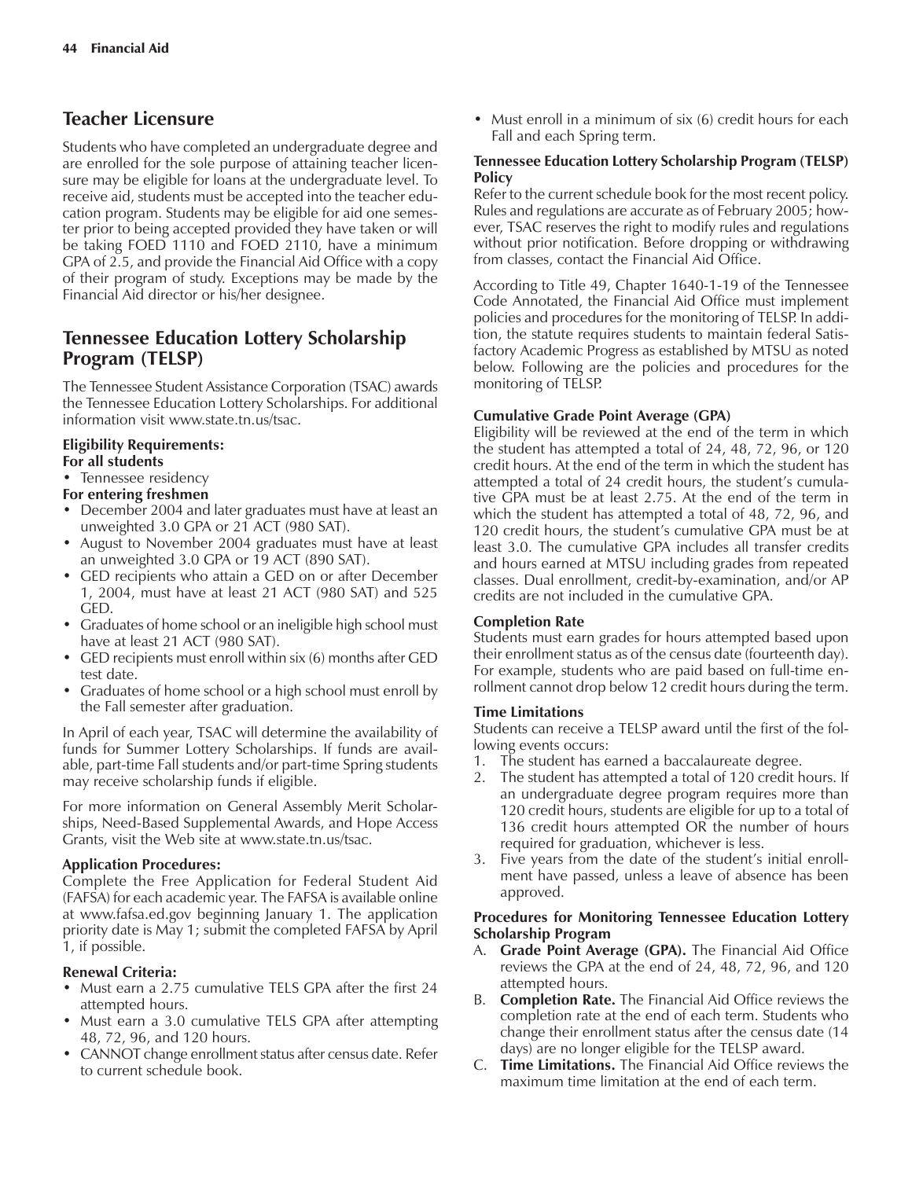## Teacher Licensure

Students who have completed an undergraduate degree and are enrolled for the sole purpose of attaining teacher licensure may be eligible for loans at the undergraduate level. To receive aid, students must be accepted into the teacher education program. Students may be eligible for aid one semester prior to being accepted provided they have taken or will be taking FOED 1110 and FOED 2110, have a minimum GPA of 2.5, and provide the Financial Aid Office with a copy of their program of study. Exceptions may be made by the Financial Aid director or his/her designee.

## Tennessee Education Lottery Scholarship Program (TELSP)

The Tennessee Student Assistance Corporation (TSAC) awards the Tennessee Education Lottery Scholarships. For additional information visit www.state.tn.us/tsac.

**Eligibility Requirements:**

**For all students**

- Tennessee residency

**For entering freshmen**

- December 2004 and later graduates must have at least an unweighted 3.0 GPA or 21 ACT (980 SAT).
- August to November 2004 graduates must have at least an unweighted 3.0 GPA or 19 ACT (890 SAT).
- GED recipients who attain a GED on or after December 1, 2004, must have at least 21 ACT (980 SAT) and 525 GED.
- Graduates of home school or an ineligible high school must have at least 21 ACT (980 SAT).
- GED recipients must enroll within six (6) months after GED test date.
- Graduates of home school or a high school must enroll by the Fall semester after graduation.

In April of each year, TSAC will determine the availability of funds for Summer Lottery Scholarships. If funds are available, part-time Fall students and/or part-time Spring students may receive scholarship funds if eligible.

For more information on General Assembly Merit Scholarships, Need-Based Supplemental Awards, and Hope Access Grants, visit the Web site at www.state.tn.us/tsac.

**Application Procedures:**

Complete the Free Application for Federal Student Aid (FAFSA) for each academic year. The FAFSA is available online at www.fafsa.ed.gov beginning January 1. The application priority date is May 1; submit the completed FAFSA by April 1, if possible.

**Renewal Criteria:**

- Must earn a 2.75 cumulative TELS GPA after the first 24 attempted hours.
- Must earn a 3.0 cumulative TELS GPA after attempting 48, 72, 96, and 120 hours.
- CANNOT change enrollment status after census date. Refer to current schedule book.
- Must enroll in a minimum of six (6) credit hours for each Fall and each Spring term.

**Tennessee Education Lottery Scholarship Program (TELSP) Policy**

Refer to the current schedule book for the most recent policy. Rules and regulations are accurate as of February 2005; however, TSAC reserves the right to modify rules and regulations without prior notification. Before dropping or withdrawing from classes, contact the Financial Aid Office.

According to Title 49, Chapter 1640-1-19 of the Tennessee Code Annotated, the Financial Aid Office must implement policies and procedures for the monitoring of TELSP. In addition, the statute requires students to maintain federal Satisfactory Academic Progress as established by MTSU as noted below. Following are the policies and procedures for the monitoring of TELSP.

**Cumulative Grade Point Average (GPA)**

Eligibility will be reviewed at the end of the term in which the student has attempted a total of 24, 48, 72, 96, or 120 credit hours. At the end of the term in which the student has attempted a total of 24 credit hours, the student's cumulative GPA must be at least 2.75. At the end of the term in which the student has attempted a total of 48, 72, 96, and 120 credit hours, the student's cumulative GPA must be at least 3.0. The cumulative GPA includes all transfer credits and hours earned at MTSU including grades from repeated classes. Dual enrollment, credit-by-examination, and/or AP credits are not included in the cumulative GPA.

**Completion Rate**

Students must earn grades for hours attempted based upon their enrollment status as of the census date (fourteenth day). For example, students who are paid based on full-time enrollment cannot drop below 12 credit hours during the term.

**Time Limitations**

Students can receive a TELSP award until the first of the following events occurs:

1. The student has earned a baccalaureate degree.
2. The student has attempted a total of 120 credit hours. If an undergraduate degree program requires more than 120 credit hours, students are eligible for up to a total of 136 credit hours attempted OR the number of hours required for graduation, whichever is less.
3. Five years from the date of the student's initial enrollment have passed, unless a leave of absence has been approved.

**Procedures for Monitoring Tennessee Education Lottery Scholarship Program**

A. **Grade Point Average (GPA).** The Financial Aid Office reviews the GPA at the end of 24, 48, 72, 96, and 120 attempted hours.

B. **Completion Rate.** The Financial Aid Office reviews the completion rate at the end of each term. Students who change their enrollment status after the census date (14 days) are no longer eligible for the TELSP award.

C. **Time Limitations.** The Financial Aid Office reviews the maximum time limitation at the end of each term.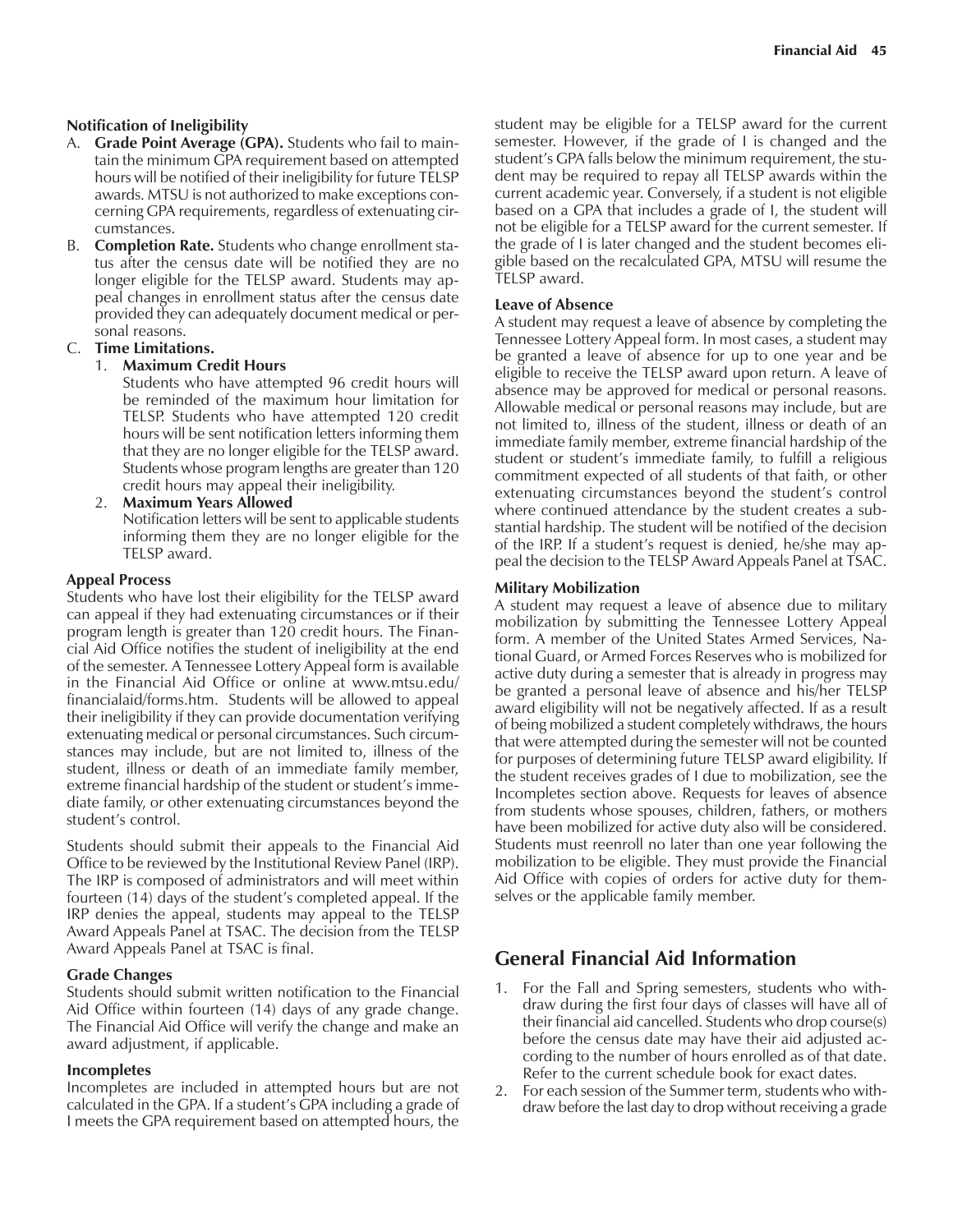**Notification of Ineligibility**

A. **Grade Point Average (GPA).** Students who fail to maintain the minimum GPA requirement based on attempted hours will be notified of their ineligibility for future TELSP awards. MTSU is not authorized to make exceptions concerning GPA requirements, regardless of extenuating circumstances.

B. **Completion Rate.** Students who change enrollment status after the census date will be notified they are no longer eligible for the TELSP award. Students may appeal changes in enrollment status after the census date provided they can adequately document medical or personal reasons.

C. **Time Limitations.**

   1. **Maximum Credit Hours**
      Students who have attempted 96 credit hours will be reminded of the maximum hour limitation for TELSP. Students who have attempted 120 credit hours will be sent notification letters informing them that they are no longer eligible for the TELSP award. Students whose program lengths are greater than 120 credit hours may appeal their ineligibility.

   2. **Maximum Years Allowed**
      Notification letters will be sent to applicable students informing them they are no longer eligible for the TELSP award.

**Appeal Process**

Students who have lost their eligibility for the TELSP award can appeal if they had extenuating circumstances or if their program length is greater than 120 credit hours. The Financial Aid Office notifies the student of ineligibility at the end of the semester. A Tennessee Lottery Appeal form is available in the Financial Aid Office or online at www.mtsu.edu/financialaid/forms.htm. Students will be allowed to appeal their ineligibility if they can provide documentation verifying extenuating medical or personal circumstances. Such circumstances may include, but are not limited to, illness of the student, illness or death of an immediate family member, extreme financial hardship of the student or student's immediate family, or other extenuating circumstances beyond the student's control.

Students should submit their appeals to the Financial Aid Office to be reviewed by the Institutional Review Panel (IRP). The IRP is composed of administrators and will meet within fourteen (14) days of the student's completed appeal. If the IRP denies the appeal, students may appeal to the TELSP Award Appeals Panel at TSAC. The decision from the TELSP Award Appeals Panel at TSAC is final.

**Grade Changes**

Students should submit written notification to the Financial Aid Office within fourteen (14) days of any grade change. The Financial Aid Office will verify the change and make an award adjustment, if applicable.

**Incompletes**

Incompletes are included in attempted hours but are not calculated in the GPA. If a student's GPA including a grade of I meets the GPA requirement based on attempted hours, the student may be eligible for a TELSP award for the current semester. However, if the grade of I is changed and the student's GPA falls below the minimum requirement, the student may be required to repay all TELSP awards within the current academic year. Conversely, if a student is not eligible based on a GPA that includes a grade of I, the student will not be eligible for a TELSP award for the current semester. If the grade of I is later changed and the student becomes eligible based on the recalculated GPA, MTSU will resume the TELSP award.

**Leave of Absence**

A student may request a leave of absence by completing the Tennessee Lottery Appeal form. In most cases, a student may be granted a leave of absence for up to one year and be eligible to receive the TELSP award upon return. A leave of absence may be approved for medical or personal reasons. Allowable medical or personal reasons may include, but are not limited to, illness of the student, illness or death of an immediate family member, extreme financial hardship of the student or student's immediate family, to fulfill a religious commitment expected of all students of that faith, or other extenuating circumstances beyond the student's control where continued attendance by the student creates a substantial hardship. The student will be notified of the decision of the IRP. If a student's request is denied, he/she may appeal the decision to the TELSP Award Appeals Panel at TSAC.

**Military Mobilization**

A student may request a leave of absence due to military mobilization by submitting the Tennessee Lottery Appeal form. A member of the United States Armed Services, National Guard, or Armed Forces Reserves who is mobilized for active duty during a semester that is already in progress may be granted a personal leave of absence and his/her TELSP award eligibility will not be negatively affected. If as a result of being mobilized a student completely withdraws, the hours that were attempted during the semester will not be counted for purposes of determining future TELSP award eligibility. If the student receives grades of I due to mobilization, see the Incompletes section above. Requests for leaves of absence from students whose spouses, children, fathers, or mothers have been mobilized for active duty also will be considered. Students must reenroll no later than one year following the mobilization to be eligible. They must provide the Financial Aid Office with copies of orders for active duty for themselves or the applicable family member.

## General Financial Aid Information

1. For the Fall and Spring semesters, students who withdraw during the first four days of classes will have all of their financial aid cancelled. Students who drop course(s) before the census date may have their aid adjusted according to the number of hours enrolled as of that date. Refer to the current schedule book for exact dates.
2. For each session of the Summer term, students who withdraw before the last day to drop without receiving a grade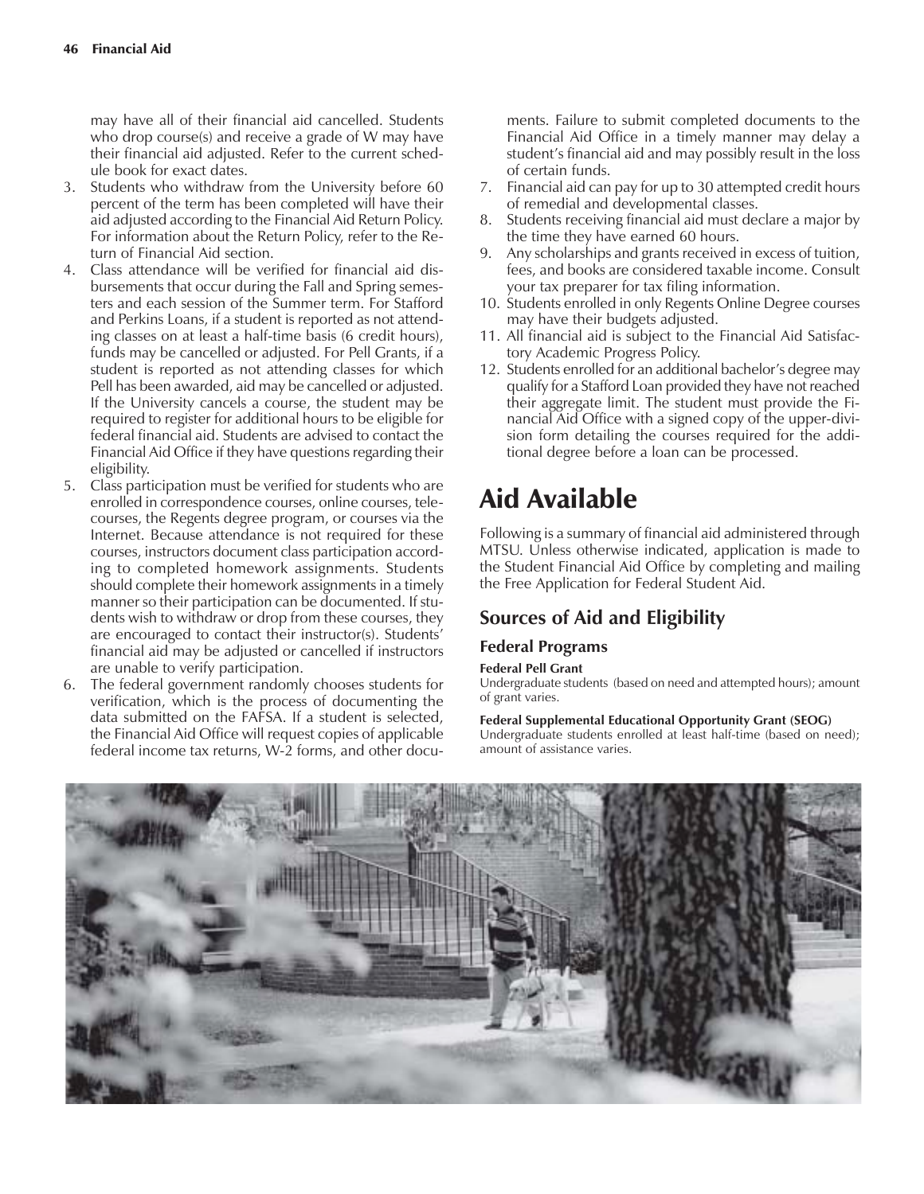may have all of their financial aid cancelled. Students who drop course(s) and receive a grade of W may have their financial aid adjusted. Refer to the current schedule book for exact dates.

3. Students who withdraw from the University before 60 percent of the term has been completed will have their aid adjusted according to the Financial Aid Return Policy. For information about the Return Policy, refer to the Return of Financial Aid section.
4. Class attendance will be verified for financial aid disbursements that occur during the Fall and Spring semesters and each session of the Summer term. For Stafford and Perkins Loans, if a student is reported as not attending classes on at least a half-time basis (6 credit hours), funds may be cancelled or adjusted. For Pell Grants, if a student is reported as not attending classes for which Pell has been awarded, aid may be cancelled or adjusted. If the University cancels a course, the student may be required to register for additional hours to be eligible for federal financial aid. Students are advised to contact the Financial Aid Office if they have questions regarding their eligibility.
5. Class participation must be verified for students who are enrolled in correspondence courses, online courses, telecourses, the Regents degree program, or courses via the Internet. Because attendance is not required for these courses, instructors document class participation according to completed homework assignments. Students should complete their homework assignments in a timely manner so their participation can be documented. If students wish to withdraw or drop from these courses, they are encouraged to contact their instructor(s). Students' financial aid may be adjusted or cancelled if instructors are unable to verify participation.
6. The federal government randomly chooses students for verification, which is the process of documenting the data submitted on the FAFSA. If a student is selected, the Financial Aid Office will request copies of applicable federal income tax returns, W-2 forms, and other documents. Failure to submit completed documents to the Financial Aid Office in a timely manner may delay a student's financial aid and may possibly result in the loss of certain funds.
7. Financial aid can pay for up to 30 attempted credit hours of remedial and developmental classes.
8. Students receiving financial aid must declare a major by the time they have earned 60 hours.
9. Any scholarships and grants received in excess of tuition, fees, and books are considered taxable income. Consult your tax preparer for tax filing information.
10. Students enrolled in only Regents Online Degree courses may have their budgets adjusted.
11. All financial aid is subject to the Financial Aid Satisfactory Academic Progress Policy.
12. Students enrolled for an additional bachelor's degree may qualify for a Stafford Loan provided they have not reached their aggregate limit. The student must provide the Financial Aid Office with a signed copy of the upper-division form detailing the courses required for the additional degree before a loan can be processed.

# Aid Available

Following is a summary of financial aid administered through MTSU. Unless otherwise indicated, application is made to the Student Financial Aid Office by completing and mailing the Free Application for Federal Student Aid.

## Sources of Aid and Eligibility

### Federal Programs

**Federal Pell Grant**
Undergraduate students (based on need and attempted hours); amount of grant varies.

**Federal Supplemental Educational Opportunity Grant (SEOG)**
Undergraduate students enrolled at least half-time (based on need); amount of assistance varies.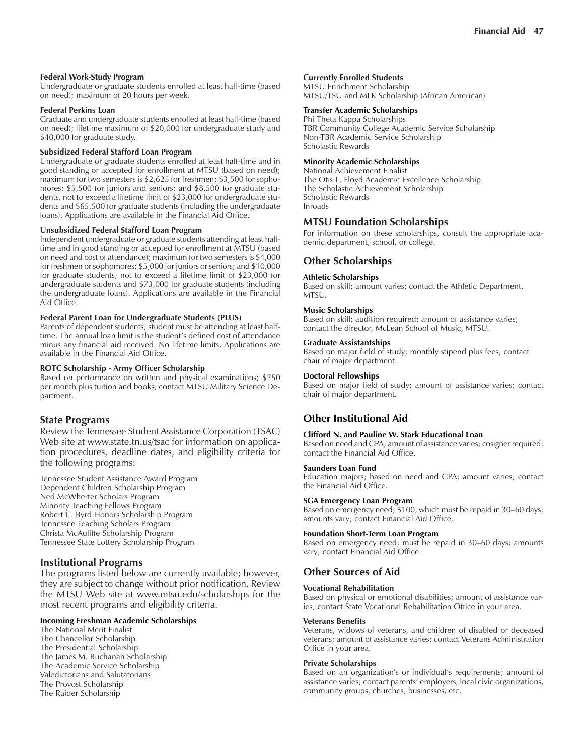#### Federal Work-Study Program

Undergraduate or graduate students enrolled at least half-time (based on need); maximum of 20 hours per week.

#### Federal Perkins Loan

Graduate and undergraduate students enrolled at least half-time (based on need); lifetime maximum of $20,000 for undergraduate study and $40,000 for graduate study.

#### Subsidized Federal Stafford Loan Program

Undergraduate or graduate students enrolled at least half-time and in good standing or accepted for enrollment at MTSU (based on need); maximum for two semesters is $2,625 for freshmen; $3,500 for sophomores; $5,500 for juniors and seniors; and $8,500 for graduate students, not to exceed a lifetime limit of $23,000 for undergraduate students and $65,500 for graduate students (including the undergraduate loans). Applications are available in the Financial Aid Office.

#### Unsubsidized Federal Stafford Loan Program

Independent undergraduate or graduate students attending at least half-time and in good standing or accepted for enrollment at MTSU (based on need and cost of attendance); maximum for two semesters is $4,000 for freshmen or sophomores; $5,000 for juniors or seniors; and $10,000 for graduate students, not to exceed a lifetime limit of $23,000 for undergraduate students and $73,000 for graduate students (including the undergraduate loans). Applications are available in the Financial Aid Office.

#### Federal Parent Loan for Undergraduate Students (PLUS)

Parents of dependent students; student must be attending at least half-time. The annual loan limit is the student's defined cost of attendance minus any financial aid received. No lifetime limits. Applications are available in the Financial Aid Office.

#### ROTC Scholarship - Army Officer Scholarship

Based on performance on written and physical examinations; $250 per month plus tuition and books; contact MTSU Military Science Department.

### State Programs

Review the Tennessee Student Assistance Corporation (TSAC) Web site at www.state.tn.us/tsac for information on application procedures, deadline dates, and eligibility criteria for the following programs:

Tennessee Student Assistance Award Program
Dependent Children Scholarship Program
Ned McWherter Scholars Program
Minority Teaching Fellows Program
Robert C. Byrd Honors Scholarship Program
Tennessee Teaching Scholars Program
Christa McAuliffe Scholarship Program
Tennessee State Lottery Scholarship Program

### Institutional Programs

The programs listed below are currently available; however, they are subject to change without prior notification. Review the MTSU Web site at www.mtsu.edu/scholarships for the most recent programs and eligibility criteria.

#### Incoming Freshman Academic Scholarships

The National Merit Finalist
The Chancellor Scholarship
The Presidential Scholarship
The James M. Buchanan Scholarship
The Academic Service Scholarship
Valedictorians and Salutatorians
The Provost Scholarship
The Raider Scholarship

#### Currently Enrolled Students

MTSU Enrichment Scholarship
MTSU/TSU and MLK Scholarship (African American)

#### Transfer Academic Scholarships

Phi Theta Kappa Scholarships
TBR Community College Academic Service Scholarship
Non-TBR Academic Service Scholarship
Scholastic Rewards

#### Minority Academic Scholarships

National Achievement Finalist
The Otis L. Floyd Academic Excellence Scholarship
The Scholastic Achievement Scholarship
Scholastic Rewards
Inroads

### MTSU Foundation Scholarships

For information on these scholarships, consult the appropriate academic department, school, or college.

### Other Scholarships

#### Athletic Scholarships

Based on skill; amount varies; contact the Athletic Department, MTSU.

#### Music Scholarships

Based on skill; audition required; amount of assistance varies; contact the director, McLean School of Music, MTSU.

#### Graduate Assistantships

Based on major field of study; monthly stipend plus fees; contact chair of major department.

#### Doctoral Fellowships

Based on major field of study; amount of assistance varies; contact chair of major department.

### Other Institutional Aid

#### Clifford N. and Pauline W. Stark Educational Loan

Based on need and GPA; amount of assistance varies; cosigner required; contact the Financial Aid Office.

#### Saunders Loan Fund

Education majors; based on need and GPA; amount varies; contact the Financial Aid Office.

#### SGA Emergency Loan Program

Based on emergency need; $100, which must be repaid in 30–60 days; amounts vary; contact Financial Aid Office.

#### Foundation Short-Term Loan Program

Based on emergency need; must be repaid in 30–60 days; amounts vary; contact Financial Aid Office.

### Other Sources of Aid

#### Vocational Rehabilitation

Based on physical or emotional disabilities; amount of assistance varies; contact State Vocational Rehabilitation Office in your area.

#### Veterans Benefits

Veterans, widows of veterans, and children of disabled or deceased veterans; amount of assistance varies; contact Veterans Administration Office in your area.

#### Private Scholarships

Based on an organization's or individual's requirements; amount of assistance varies; contact parents' employers, local civic organizations, community groups, churches, businesses, etc.